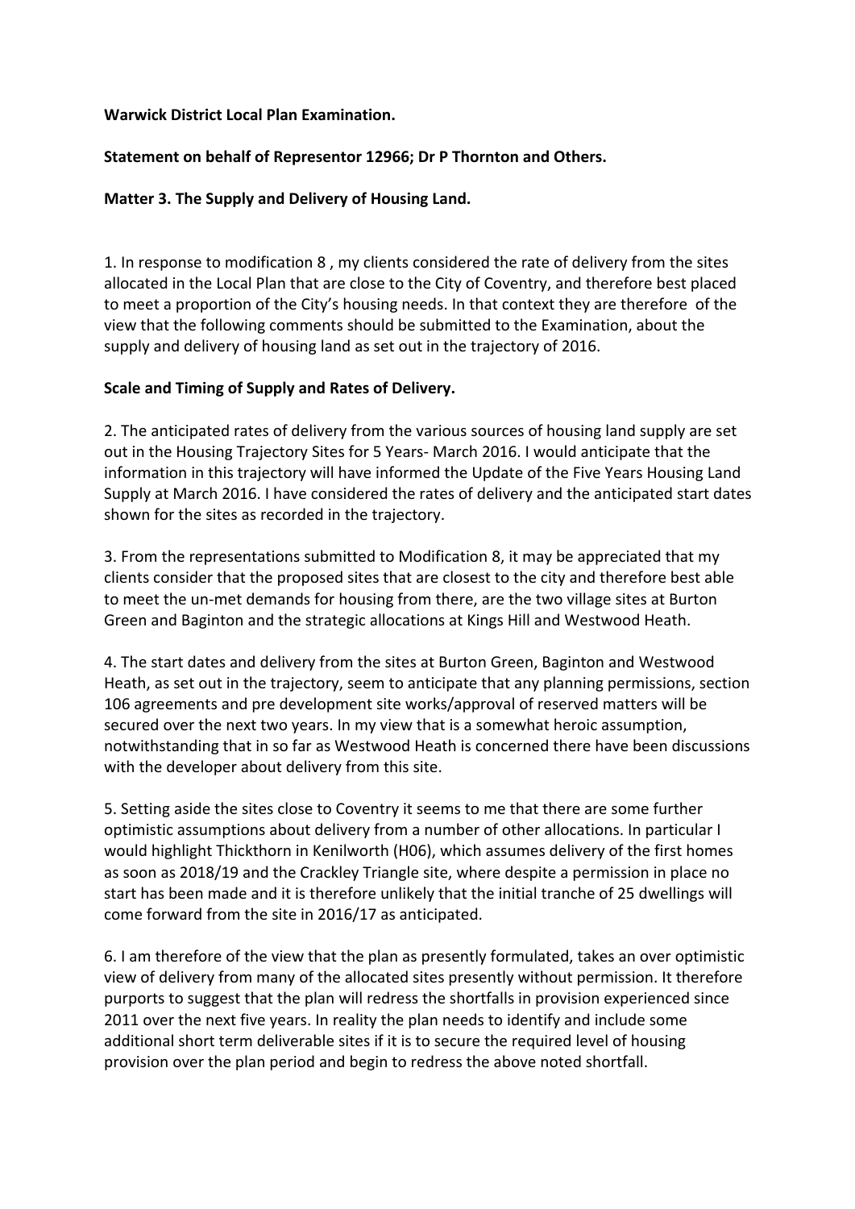**Warwick District Local Plan Examination.**

**Statement on behalf of Representor 12966; Dr P Thornton and Others.**

**Matter 3. The Supply and Delivery of Housing Land.**

1. In response to modification 8 , my clients considered the rate of delivery from the sites allocated in the Local Plan that are close to the City of Coventry, and therefore best placed to meet a proportion of the City's housing needs. In that context they are therefore of the view that the following comments should be submitted to the Examination, about the supply and delivery of housing land as set out in the trajectory of 2016.

**Scale and Timing of Supply and Rates of Delivery.**

2. The anticipated rates of delivery from the various sources of housing land supply are set out in the Housing Trajectory Sites for 5 Years- March 2016. I would anticipate that the information in this trajectory will have informed the Update of the Five Years Housing Land Supply at March 2016. I have considered the rates of delivery and the anticipated start dates shown for the sites as recorded in the trajectory.

3. From the representations submitted to Modification 8, it may be appreciated that my clients consider that the proposed sites that are closest to the city and therefore best able to meet the un-met demands for housing from there, are the two village sites at Burton Green and Baginton and the strategic allocations at Kings Hill and Westwood Heath.

4. The start dates and delivery from the sites at Burton Green, Baginton and Westwood Heath, as set out in the trajectory, seem to anticipate that any planning permissions, section 106 agreements and pre development site works/approval of reserved matters will be secured over the next two years. In my view that is a somewhat heroic assumption, notwithstanding that in so far as Westwood Heath is concerned there have been discussions with the developer about delivery from this site.

5. Setting aside the sites close to Coventry it seems to me that there are some further optimistic assumptions about delivery from a number of other allocations. In particular I would highlight Thickthorn in Kenilworth (H06), which assumes delivery of the first homes as soon as 2018/19 and the Crackley Triangle site, where despite a permission in place no start has been made and it is therefore unlikely that the initial tranche of 25 dwellings will come forward from the site in 2016/17 as anticipated.

6. I am therefore of the view that the plan as presently formulated, takes an over optimistic view of delivery from many of the allocated sites presently without permission. It therefore purports to suggest that the plan will redress the shortfalls in provision experienced since 2011 over the next five years. In reality the plan needs to identify and include some additional short term deliverable sites if it is to secure the required level of housing provision over the plan period and begin to redress the above noted shortfall.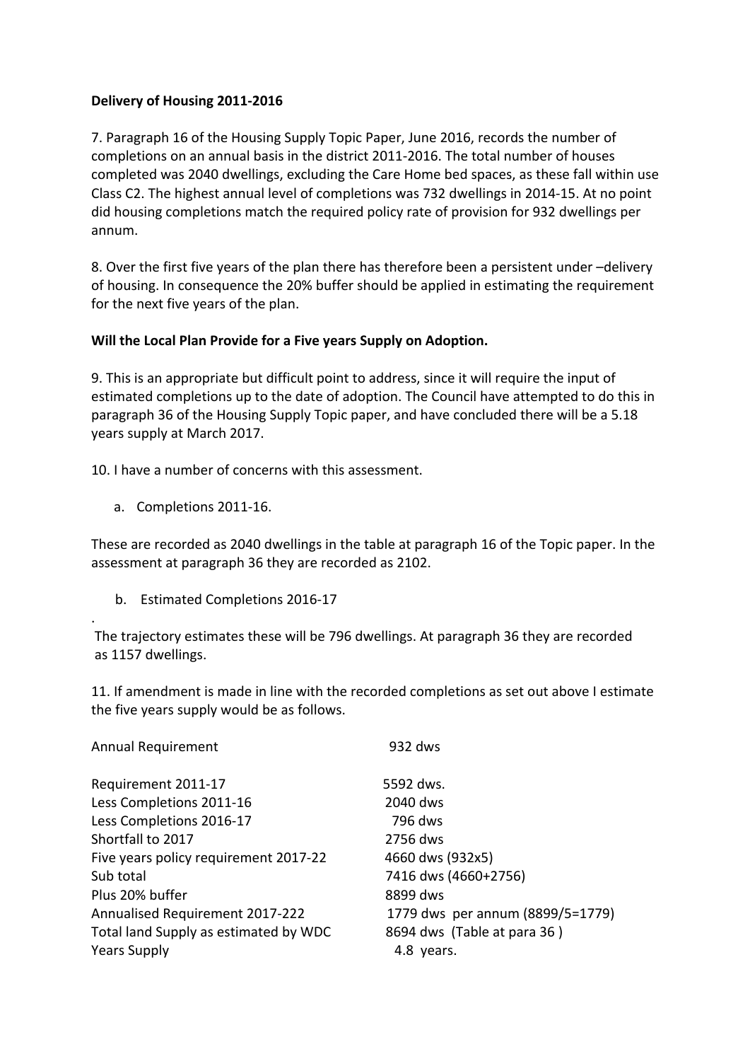**Delivery of Housing 2011-2016**

7. Paragraph 16 of the Housing Supply Topic Paper, June 2016, records the number of completions on an annual basis in the district 2011-2016. The total number of houses completed was 2040 dwellings, excluding the Care Home bed spaces, as these fall within use Class C2. The highest annual level of completions was 732 dwellings in 2014-15. At no point did housing completions match the required policy rate of provision for 932 dwellings per annum.

8. Over the first five years of the plan there has therefore been a persistent under –delivery of housing. In consequence the 20% buffer should be applied in estimating the requirement for the next five years of the plan.

**Will the Local Plan Provide for a Five years Supply on Adoption.**

9. This is an appropriate but difficult point to address, since it will require the input of estimated completions up to the date of adoption. The Council have attempted to do this in paragraph 36 of the Housing Supply Topic paper, and have concluded there will be a 5.18 years supply at March 2017.

10. I have a number of concerns with this assessment.

a. Completions 2011-16.

These are recorded as 2040 dwellings in the table at paragraph 16 of the Topic paper. In the assessment at paragraph 36 they are recorded as 2102.

b. Estimated Completions 2016-17

.
The trajectory estimates these will be 796 dwellings. At paragraph 36 they are recorded as 1157 dwellings.

11. If amendment is made in line with the recorded completions as set out above I estimate the five years supply would be as follows.

| | |
|---|---|
| Annual Requirement | 932 dws |
| Requirement 2011-17 | 5592 dws. |
| Less Completions 2011-16 | 2040 dws |
| Less Completions 2016-17 | 796 dws |
| Shortfall to 2017 | 2756 dws |
| Five years policy requirement 2017-22 | 4660 dws (932x5) |
| Sub total | 7416 dws (4660+2756) |
| Plus 20% buffer | 8899 dws |
| Annualised Requirement 2017-222 | 1779 dws per annum (8899/5=1779) |
| Total land Supply as estimated by WDC | 8694 dws (Table at para 36 ) |
| Years Supply | 4.8 years. |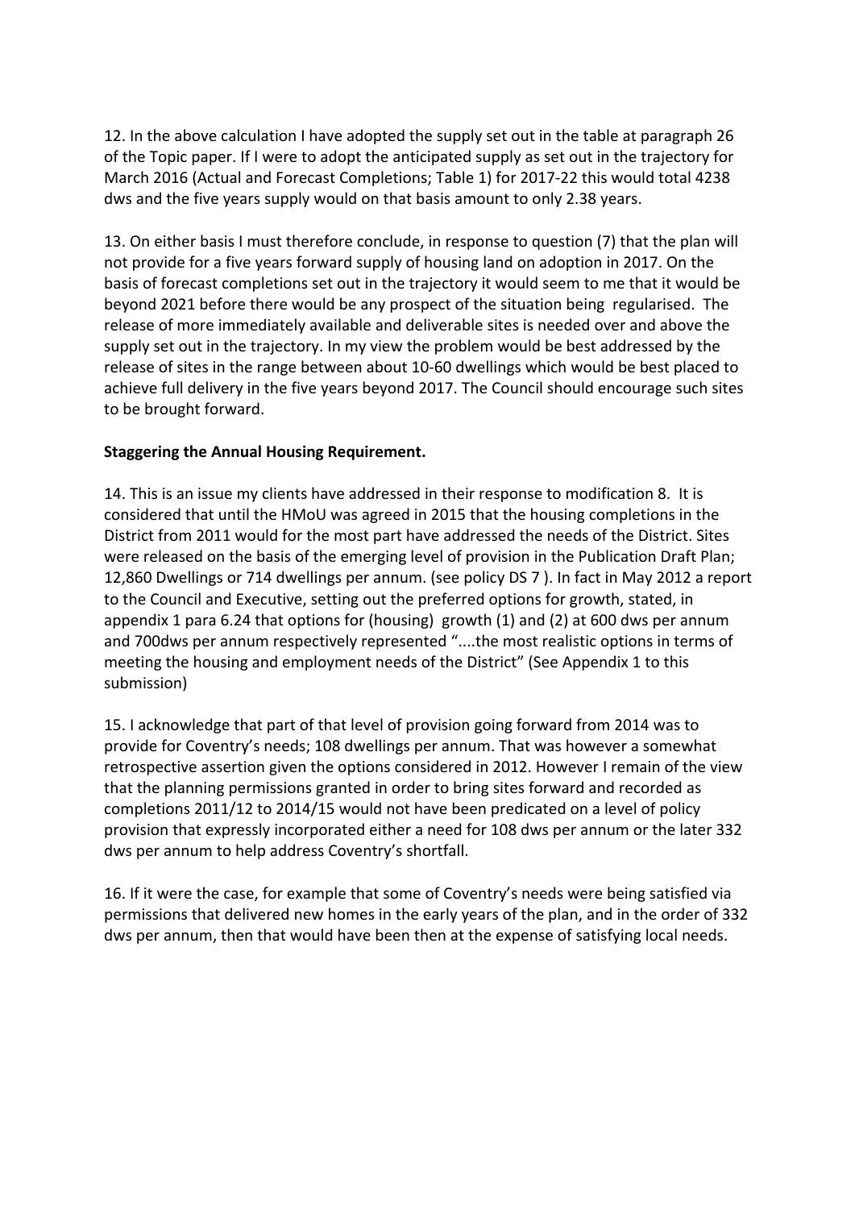12. In the above calculation I have adopted the supply set out in the table at paragraph 26 of the Topic paper. If I were to adopt the anticipated supply as set out in the trajectory for March 2016 (Actual and Forecast Completions; Table 1) for 2017-22 this would total 4238 dws and the five years supply would on that basis amount to only 2.38 years.

13. On either basis I must therefore conclude, in response to question (7) that the plan will not provide for a five years forward supply of housing land on adoption in 2017. On the basis of forecast completions set out in the trajectory it would seem to me that it would be beyond 2021 before there would be any prospect of the situation being regularised. The release of more immediately available and deliverable sites is needed over and above the supply set out in the trajectory. In my view the problem would be best addressed by the release of sites in the range between about 10-60 dwellings which would be best placed to achieve full delivery in the five years beyond 2017. The Council should encourage such sites to be brought forward.

**Staggering the Annual Housing Requirement.**

14. This is an issue my clients have addressed in their response to modification 8. It is considered that until the HMoU was agreed in 2015 that the housing completions in the District from 2011 would for the most part have addressed the needs of the District. Sites were released on the basis of the emerging level of provision in the Publication Draft Plan; 12,860 Dwellings or 714 dwellings per annum. (see policy DS 7 ). In fact in May 2012 a report to the Council and Executive, setting out the preferred options for growth, stated, in appendix 1 para 6.24 that options for (housing) growth (1) and (2) at 600 dws per annum and 700dws per annum respectively represented "....the most realistic options in terms of meeting the housing and employment needs of the District" (See Appendix 1 to this submission)

15. I acknowledge that part of that level of provision going forward from 2014 was to provide for Coventry's needs; 108 dwellings per annum. That was however a somewhat retrospective assertion given the options considered in 2012. However I remain of the view that the planning permissions granted in order to bring sites forward and recorded as completions 2011/12 to 2014/15 would not have been predicated on a level of policy provision that expressly incorporated either a need for 108 dws per annum or the later 332 dws per annum to help address Coventry's shortfall.

16. If it were the case, for example that some of Coventry's needs were being satisfied via permissions that delivered new homes in the early years of the plan, and in the order of 332 dws per annum, then that would have been then at the expense of satisfying local needs.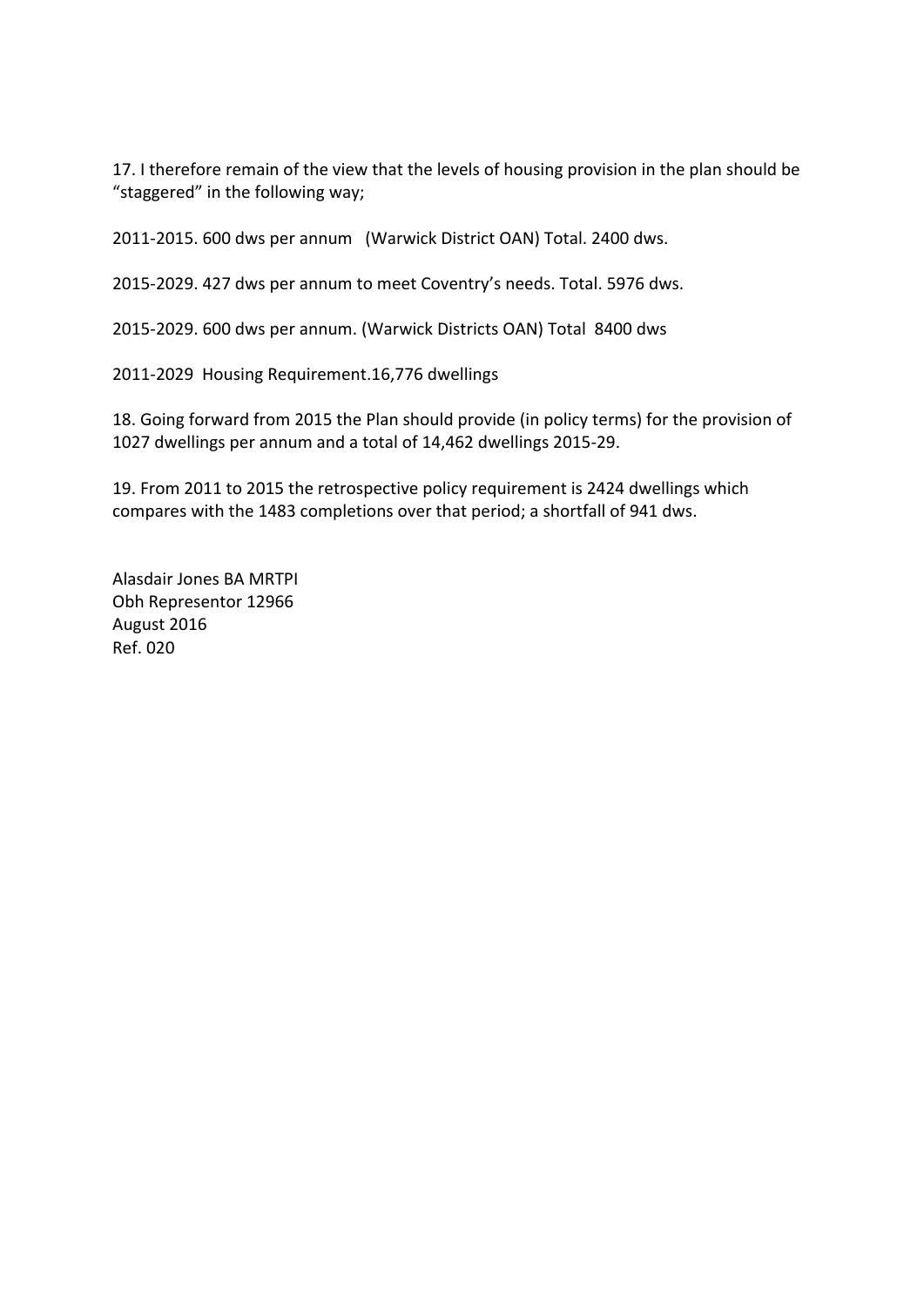17. I therefore remain of the view that the levels of housing provision in the plan should be "staggered" in the following way;

2011-2015. 600 dws per annum (Warwick District OAN) Total. 2400 dws.

2015-2029. 427 dws per annum to meet Coventry's needs. Total. 5976 dws.

2015-2029. 600 dws per annum. (Warwick Districts OAN) Total 8400 dws

2011-2029 Housing Requirement.16,776 dwellings

18. Going forward from 2015 the Plan should provide (in policy terms) for the provision of 1027 dwellings per annum and a total of 14,462 dwellings 2015-29.

19. From 2011 to 2015 the retrospective policy requirement is 2424 dwellings which compares with the 1483 completions over that period; a shortfall of 941 dws.

Alasdair Jones BA MRTPI  
Obh Representor 12966  
August 2016  
Ref. 020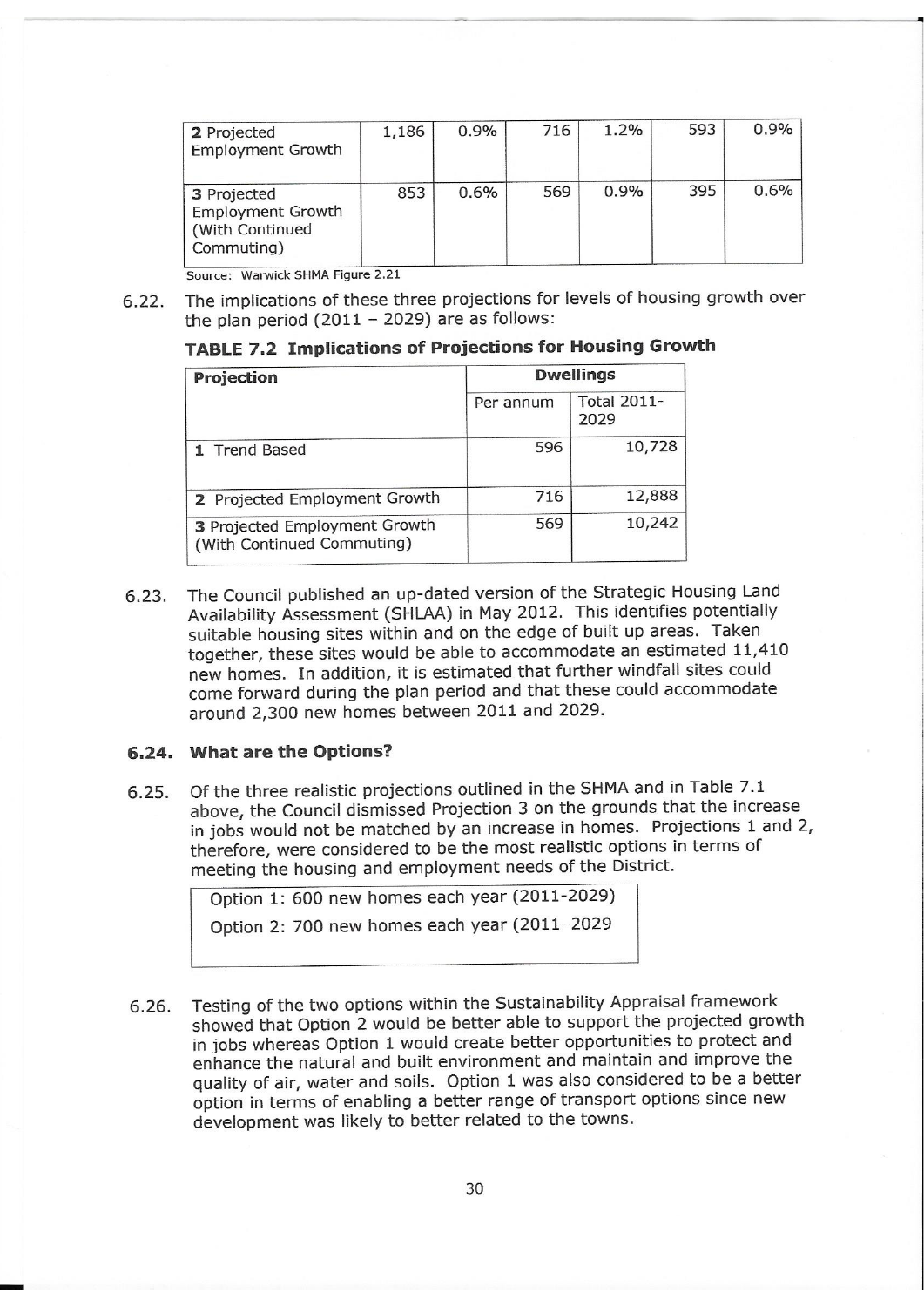| | | | | | | |
|---|---|---|---|---|---|---|
| **2** Projected Employment Growth | 1,186 | 0.9% | 716 | 1.2% | 593 | 0.9% |
| **3** Projected Employment Growth (With Continued Commuting) | 853 | 0.6% | 569 | 0.9% | 395 | 0.6% |

Source: Warwick SHMA Figure 2.21

6.22. The implications of these three projections for levels of housing growth over the plan period (2011 – 2029) are as follows:

**TABLE 7.2 Implications of Projections for Housing Growth**

| **Projection** | **Dwellings** | |
|---|---|---|
| | Per annum | Total 2011-2029 |
| **1** Trend Based | 596 | 10,728 |
| **2** Projected Employment Growth | 716 | 12,888 |
| **3** Projected Employment Growth (With Continued Commuting) | 569 | 10,242 |

6.23. The Council published an up-dated version of the Strategic Housing Land Availability Assessment (SHLAA) in May 2012. This identifies potentially suitable housing sites within and on the edge of built up areas. Taken together, these sites would be able to accommodate an estimated 11,410 new homes. In addition, it is estimated that further windfall sites could come forward during the plan period and that these could accommodate around 2,300 new homes between 2011 and 2029.

### 6.24. What are the Options?

6.25. Of the three realistic projections outlined in the SHMA and in Table 7.1 above, the Council dismissed Projection 3 on the grounds that the increase in jobs would not be matched by an increase in homes. Projections 1 and 2, therefore, were considered to be the most realistic options in terms of meeting the housing and employment needs of the District.

> Option 1: 600 new homes each year (2011-2029)
>
> Option 2: 700 new homes each year (2011–2029

6.26. Testing of the two options within the Sustainability Appraisal framework showed that Option 2 would be better able to support the projected growth in jobs whereas Option 1 would create better opportunities to protect and enhance the natural and built environment and maintain and improve the quality of air, water and soils. Option 1 was also considered to be a better option in terms of enabling a better range of transport options since new development was likely to better related to the towns.